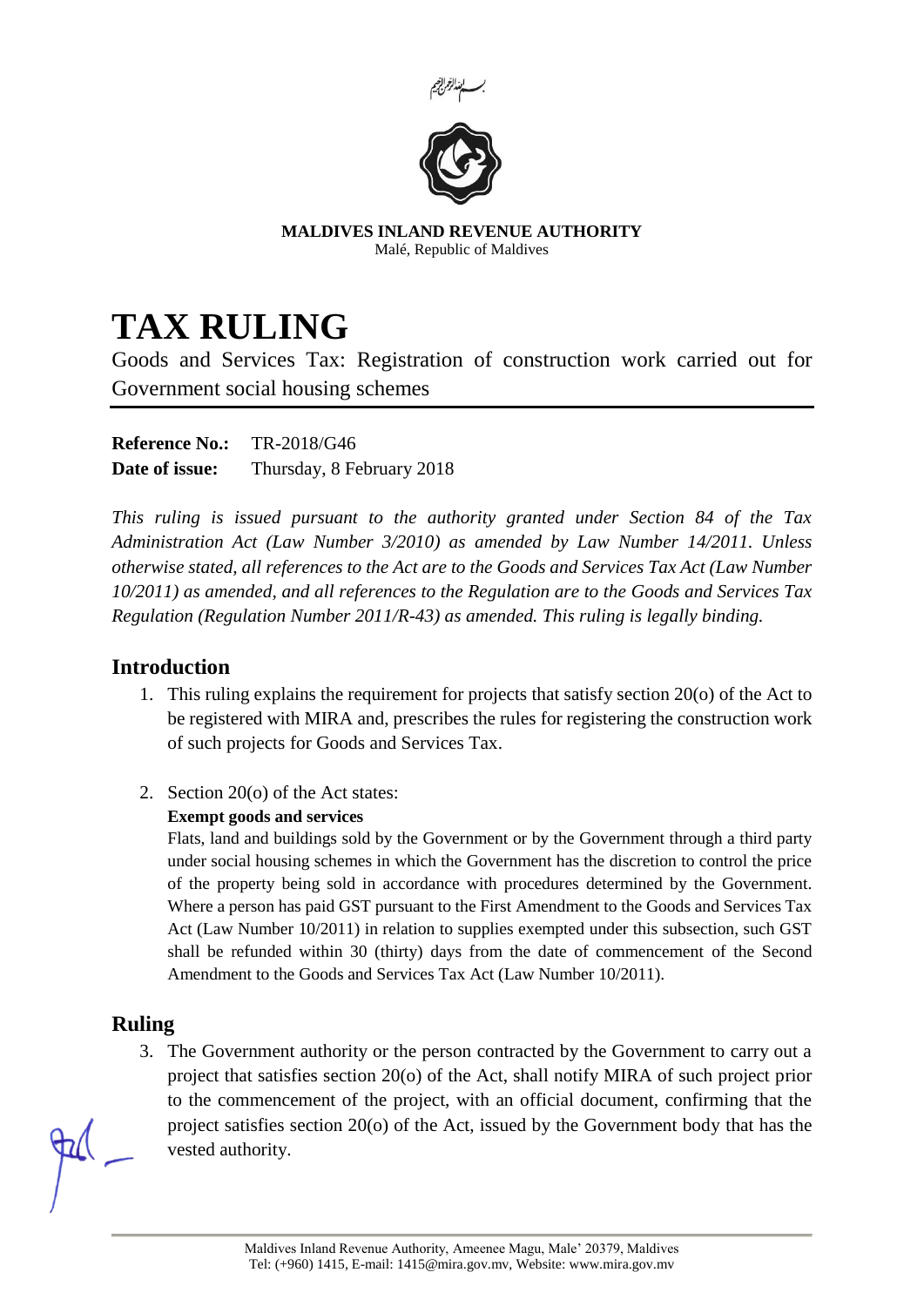بسم الله الرحمن الرحيم

**MALDIVES INLAND REVENUE AUTHORITY**
Malé, Republic of Maldives

# TAX RULING

Goods and Services Tax: Registration of construction work carried out for Government social housing schemes

**Reference No.:** TR-2018/G46
**Date of issue:** Thursday, 8 February 2018

*This ruling is issued pursuant to the authority granted under Section 84 of the Tax Administration Act (Law Number 3/2010) as amended by Law Number 14/2011. Unless otherwise stated, all references to the Act are to the Goods and Services Tax Act (Law Number 10/2011) as amended, and all references to the Regulation are to the Goods and Services Tax Regulation (Regulation Number 2011/R-43) as amended. This ruling is legally binding.*

## Introduction

1. This ruling explains the requirement for projects that satisfy section 20(o) of the Act to be registered with MIRA and, prescribes the rules for registering the construction work of such projects for Goods and Services Tax.

2. Section 20(o) of the Act states:

   **Exempt goods and services**

   Flats, land and buildings sold by the Government or by the Government through a third party under social housing schemes in which the Government has the discretion to control the price of the property being sold in accordance with procedures determined by the Government. Where a person has paid GST pursuant to the First Amendment to the Goods and Services Tax Act (Law Number 10/2011) in relation to supplies exempted under this subsection, such GST shall be refunded within 30 (thirty) days from the date of commencement of the Second Amendment to the Goods and Services Tax Act (Law Number 10/2011).

## Ruling

3. The Government authority or the person contracted by the Government to carry out a project that satisfies section 20(o) of the Act, shall notify MIRA of such project prior to the commencement of the project, with an official document, confirming that the project satisfies section 20(o) of the Act, issued by the Government body that has the vested authority.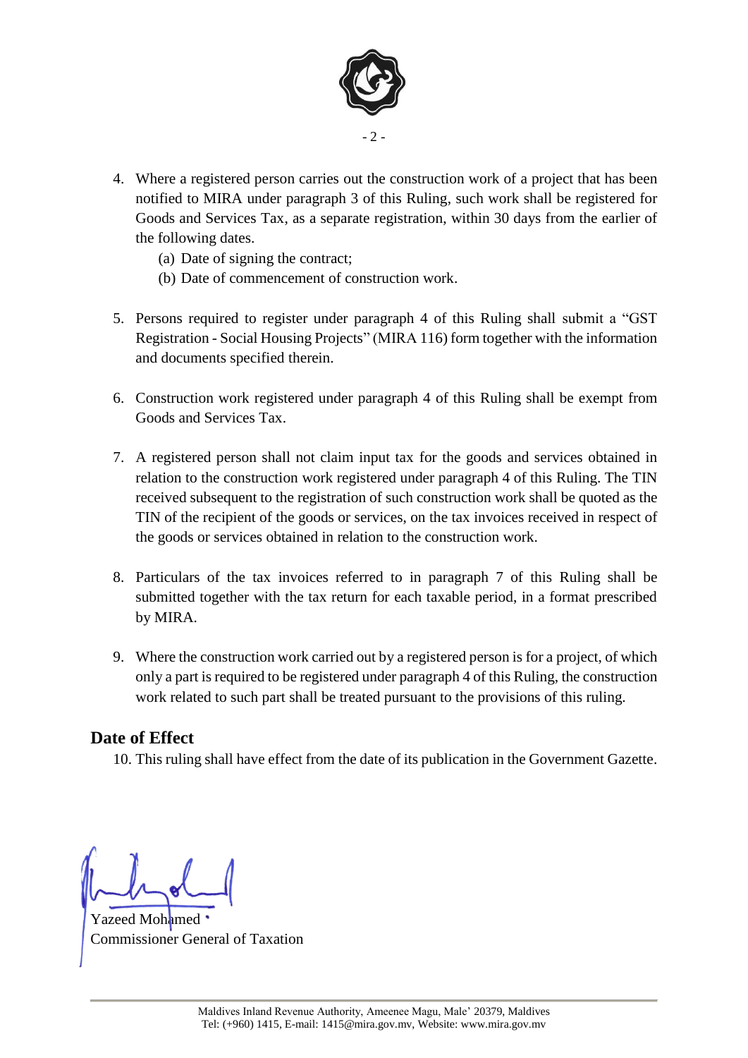4. Where a registered person carries out the construction work of a project that has been notified to MIRA under paragraph 3 of this Ruling, such work shall be registered for Goods and Services Tax, as a separate registration, within 30 days from the earlier of the following dates.
   (a) Date of signing the contract;
   (b) Date of commencement of construction work.

5. Persons required to register under paragraph 4 of this Ruling shall submit a "GST Registration - Social Housing Projects" (MIRA 116) form together with the information and documents specified therein.

6. Construction work registered under paragraph 4 of this Ruling shall be exempt from Goods and Services Tax.

7. A registered person shall not claim input tax for the goods and services obtained in relation to the construction work registered under paragraph 4 of this Ruling. The TIN received subsequent to the registration of such construction work shall be quoted as the TIN of the recipient of the goods or services, on the tax invoices received in respect of the goods or services obtained in relation to the construction work.

8. Particulars of the tax invoices referred to in paragraph 7 of this Ruling shall be submitted together with the tax return for each taxable period, in a format prescribed by MIRA.

9. Where the construction work carried out by a registered person is for a project, of which only a part is required to be registered under paragraph 4 of this Ruling, the construction work related to such part shall be treated pursuant to the provisions of this ruling.

## Date of Effect

10. This ruling shall have effect from the date of its publication in the Government Gazette.

Yazeed Mohamed
Commissioner General of Taxation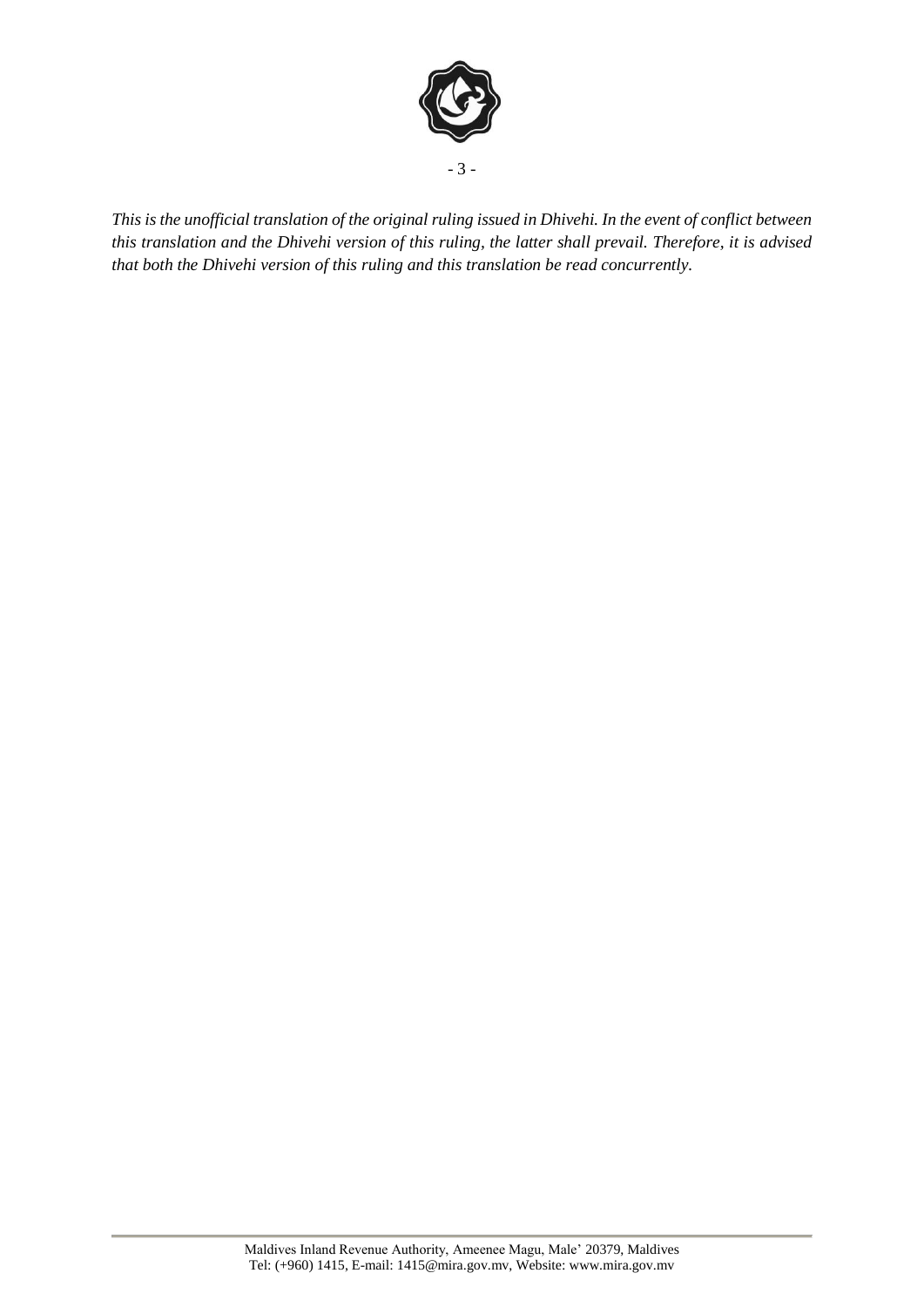*This is the unofficial translation of the original ruling issued in Dhivehi. In the event of conflict between this translation and the Dhivehi version of this ruling, the latter shall prevail. Therefore, it is advised that both the Dhivehi version of this ruling and this translation be read concurrently.*